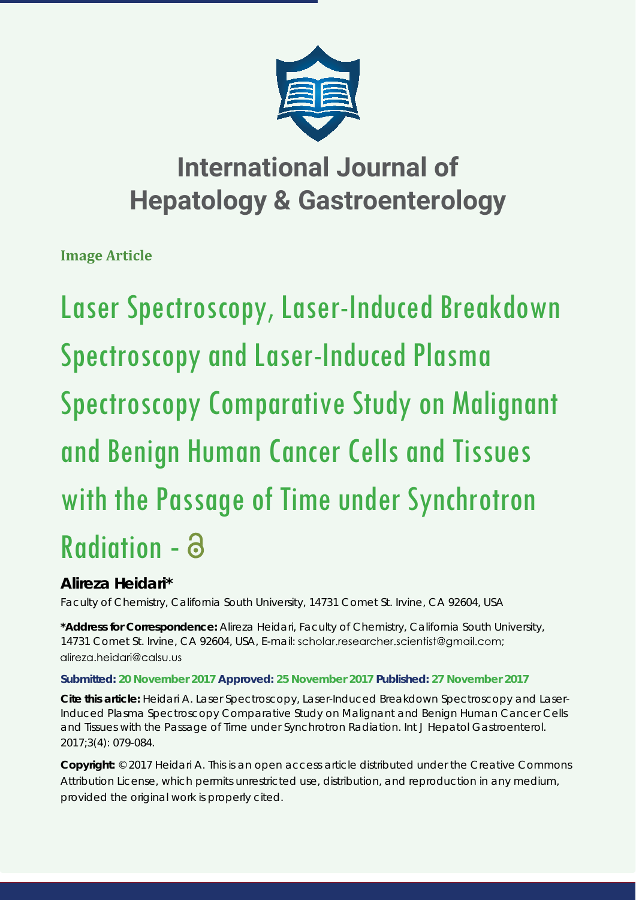# International Journal of Hepatology & Gastroenterology

**Image Article**

# Laser Spectroscopy, Laser-Induced Breakdown Spectroscopy and Laser-Induced Plasma Spectroscopy Comparative Study on Malignant and Benign Human Cancer Cells and Tissues with the Passage of Time under Synchrotron Radiation -

**Alireza Heidari***

Faculty of Chemistry, California South University, 14731 Comet St. Irvine, CA 92604, USA

***Address for Correspondence:** Alireza Heidari, Faculty of Chemistry, California South University, 14731 Comet St. Irvine, CA 92604, USA, E-mail: scholar.researcher.scientist@gmail.com; alireza.heidari@calsu.us

**Submitted: 20 November 2017 Approved: 25 November 2017 Published: 27 November 2017**

**Cite this article:** Heidari A. Laser Spectroscopy, Laser-Induced Breakdown Spectroscopy and Laser-Induced Plasma Spectroscopy Comparative Study on Malignant and Benign Human Cancer Cells and Tissues with the Passage of Time under Synchrotron Radiation. Int J Hepatol Gastroenterol. 2017;3(4): 079-084.

**Copyright:** © 2017 Heidari A. This is an open access article distributed under the Creative Commons Attribution License, which permits unrestricted use, distribution, and reproduction in any medium, provided the original work is properly cited.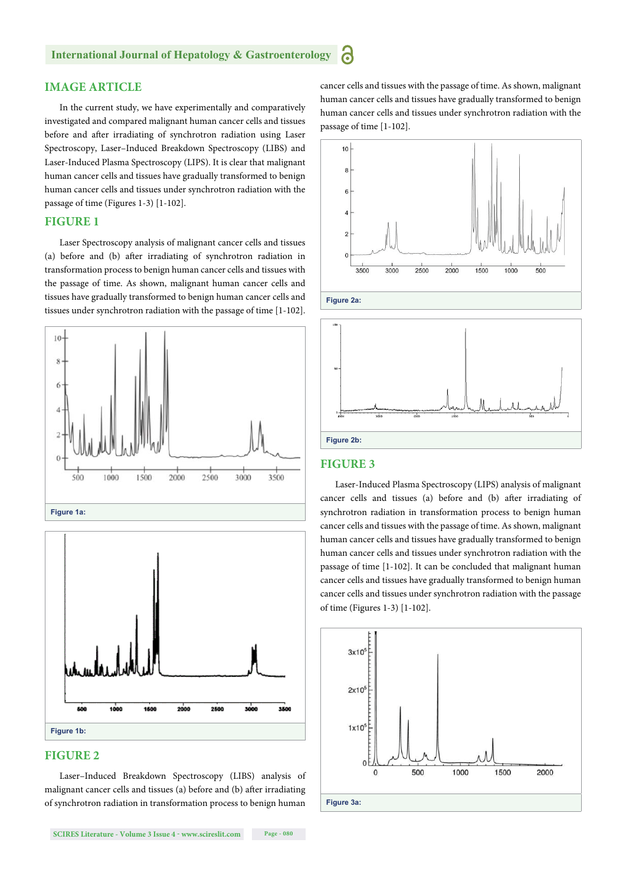## IMAGE ARTICLE

In the current study, we have experimentally and comparatively investigated and compared malignant human cancer cells and tissues before and after irradiating of synchrotron radiation using Laser Spectroscopy, Laser–Induced Breakdown Spectroscopy (LIBS) and Laser-Induced Plasma Spectroscopy (LIPS). It is clear that malignant human cancer cells and tissues have gradually transformed to benign human cancer cells and tissues under synchrotron radiation with the passage of time (Figures 1-3) [1-102].

## FIGURE 1

Laser Spectroscopy analysis of malignant cancer cells and tissues (a) before and (b) after irradiating of synchrotron radiation in transformation process to benign human cancer cells and tissues with the passage of time. As shown, malignant human cancer cells and tissues have gradually transformed to benign human cancer cells and tissues under synchrotron radiation with the passage of time [1-102].

**Figure 1a:**

**Figure 1b:**

## FIGURE 2

Laser–Induced Breakdown Spectroscopy (LIBS) analysis of malignant cancer cells and tissues (a) before and (b) after irradiating of synchrotron radiation in transformation process to benign human cancer cells and tissues with the passage of time. As shown, malignant human cancer cells and tissues have gradually transformed to benign human cancer cells and tissues under synchrotron radiation with the passage of time [1-102].

**Figure 2a:**

**Figure 2b:**

## FIGURE 3

Laser-Induced Plasma Spectroscopy (LIPS) analysis of malignant cancer cells and tissues (a) before and (b) after irradiating of synchrotron radiation in transformation process to benign human cancer cells and tissues with the passage of time. As shown, malignant human cancer cells and tissues have gradually transformed to benign human cancer cells and tissues under synchrotron radiation with the passage of time [1-102]. It can be concluded that malignant human cancer cells and tissues have gradually transformed to benign human cancer cells and tissues under synchrotron radiation with the passage of time (Figures 1-3) [1-102].

**Figure 3a:**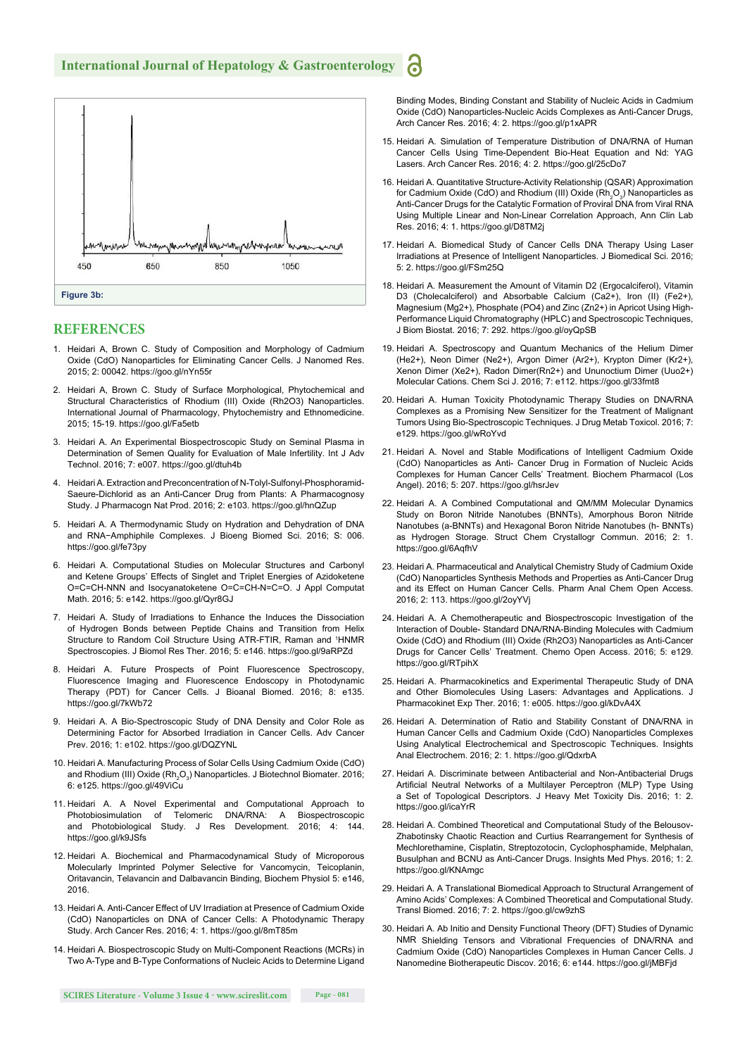Figure 3b:

## REFERENCES

1. Heidari A, Brown C. Study of Composition and Morphology of Cadmium Oxide (CdO) Nanoparticles for Eliminating Cancer Cells. J Nanomed Res. 2015; 2: 00042. https://goo.gl/nYn55r
2. Heidari A, Brown C. Study of Surface Morphological, Phytochemical and Structural Characteristics of Rhodium (III) Oxide (Rh2O3) Nanoparticles. International Journal of Pharmacology, Phytochemistry and Ethnomedicine. 2015; 15-19. https://goo.gl/Fa5etb
3. Heidari A. An Experimental Biospectroscopic Study on Seminal Plasma in Determination of Semen Quality for Evaluation of Male Infertility. Int J Adv Technol. 2016; 7: e007. https://goo.gl/dtuh4b
4. Heidari A. Extraction and Preconcentration of N-Tolyl-Sulfonyl-Phosphoramid-Saeure-Dichlorid as an Anti-Cancer Drug from Plants: A Pharmacognosy Study. J Pharmacogn Nat Prod. 2016; 2: e103. https://goo.gl/hnQZup
5. Heidari A. A Thermodynamic Study on Hydration and Dehydration of DNA and RNA−Amphiphile Complexes. J Bioeng Biomed Sci. 2016; S: 006. https://goo.gl/fe73py
6. Heidari A. Computational Studies on Molecular Structures and Carbonyl and Ketene Groups' Effects of Singlet and Triplet Energies of Azidoketene O=C=CH-NNN and Isocyanatoketene O=C=CH-N=C=O. J Appl Computat Math. 2016; 5: e142. https://goo.gl/Qyr8GJ
7. Heidari A. Study of Irradiations to Enhance the Induces the Dissociation of Hydrogen Bonds between Peptide Chains and Transition from Helix Structure to Random Coil Structure Using ATR-FTIR, Raman and [1]HNMR Spectroscopies. J Biomol Res Ther. 2016; 5: e146. https://goo.gl/9aRPZd
8. Heidari A. Future Prospects of Point Fluorescence Spectroscopy, Fluorescence Imaging and Fluorescence Endoscopy in Photodynamic Therapy (PDT) for Cancer Cells. J Bioanal Biomed. 2016; 8: e135. https://goo.gl/7kWb72
9. Heidari A. A Bio-Spectroscopic Study of DNA Density and Color Role as Determining Factor for Absorbed Irradiation in Cancer Cells. Adv Cancer Prev. 2016; 1: e102. https://goo.gl/DQZYNL
10. Heidari A. Manufacturing Process of Solar Cells Using Cadmium Oxide (CdO) and Rhodium (III) Oxide ($Rh_2O_3$) Nanoparticles. J Biotechnol Biomater. 2016; 6: e125. https://goo.gl/49ViCu
11. Heidari A. A Novel Experimental and Computational Approach to Photobiosimulation of Telomeric DNA/RNA: A Biospectroscopic and Photobiological Study. J Res Development. 2016; 4: 144. https://goo.gl/k9JSfs
12. Heidari A. Biochemical and Pharmacodynamical Study of Microporous Molecularly Imprinted Polymer Selective for Vancomycin, Teicoplanin, Oritavancin, Telavancin and Dalbavancin Binding, Biochem Physiol 5: e146, 2016.
13. Heidari A. Anti-Cancer Effect of UV Irradiation at Presence of Cadmium Oxide (CdO) Nanoparticles on DNA of Cancer Cells: A Photodynamic Therapy Study. Arch Cancer Res. 2016; 4: 1. https://goo.gl/8mT85m
14. Heidari A. Biospectroscopic Study on Multi-Component Reactions (MCRs) in Two A-Type and B-Type Conformations of Nucleic Acids to Determine Ligand Binding Modes, Binding Constant and Stability of Nucleic Acids in Cadmium Oxide (CdO) Nanoparticles-Nucleic Acids Complexes as Anti-Cancer Drugs, Arch Cancer Res. 2016; 4: 2. https://goo.gl/p1xAPR
15. Heidari A. Simulation of Temperature Distribution of DNA/RNA of Human Cancer Cells Using Time-Dependent Bio-Heat Equation and Nd: YAG Lasers. Arch Cancer Res. 2016; 4: 2. https://goo.gl/25cDo7
16. Heidari A. Quantitative Structure-Activity Relationship (QSAR) Approximation for Cadmium Oxide (CdO) and Rhodium (III) Oxide ($Rh_2O_3$) Nanoparticles as Anti-Cancer Drugs for the Catalytic Formation of Proviral DNA from Viral RNA Using Multiple Linear and Non-Linear Correlation Approach, Ann Clin Lab Res. 2016; 4: 1. https://goo.gl/D8TM2j
17. Heidari A. Biomedical Study of Cancer Cells DNA Therapy Using Laser Irradiations at Presence of Intelligent Nanoparticles. J Biomedical Sci. 2016; 5: 2. https://goo.gl/FSm25Q
18. Heidari A. Measurement the Amount of Vitamin D2 (Ergocalciferol), Vitamin D3 (Cholecalciferol) and Absorbable Calcium (Ca2+), Iron (II) (Fe2+), Magnesium (Mg2+), Phosphate (PO4) and Zinc (Zn2+) in Apricot Using High-Performance Liquid Chromatography (HPLC) and Spectroscopic Techniques, J Biom Biostat. 2016; 7: 292. https://goo.gl/oyQpSB
19. Heidari A. Spectroscopy and Quantum Mechanics of the Helium Dimer (He2+), Neon Dimer (Ne2+), Argon Dimer (Ar2+), Krypton Dimer (Kr2+), Xenon Dimer (Xe2+), Radon Dimer(Rn2+) and Ununoctium Dimer (Uuo2+) Molecular Cations. Chem Sci J. 2016; 7: e112. https://goo.gl/33fmt8
20. Heidari A. Human Toxicity Photodynamic Therapy Studies on DNA/RNA Complexes as a Promising New Sensitizer for the Treatment of Malignant Tumors Using Bio-Spectroscopic Techniques. J Drug Metab Toxicol. 2016; 7: e129. https://goo.gl/wRoYvd
21. Heidari A. Novel and Stable Modifications of Intelligent Cadmium Oxide (CdO) Nanoparticles as Anti- Cancer Drug in Formation of Nucleic Acids Complexes for Human Cancer Cells' Treatment. Biochem Pharmacol (Los Angel). 2016; 5: 207. https://goo.gl/hsrJev
22. Heidari A. A Combined Computational and QM/MM Molecular Dynamics Study on Boron Nitride Nanotubes (BNNTs), Amorphous Boron Nitride Nanotubes (a-BNNTs) and Hexagonal Boron Nitride Nanotubes (h- BNNTs) as Hydrogen Storage. Struct Chem Crystallogr Commun. 2016; 2: 1. https://goo.gl/6AqfhV
23. Heidari A. Pharmaceutical and Analytical Chemistry Study of Cadmium Oxide (CdO) Nanoparticles Synthesis Methods and Properties as Anti-Cancer Drug and its Effect on Human Cancer Cells. Pharm Anal Chem Open Access. 2016; 2: 113. https://goo.gl/2oyYVj
24. Heidari A. A Chemotherapeutic and Biospectroscopic Investigation of the Interaction of Double- Standard DNA/RNA-Binding Molecules with Cadmium Oxide (CdO) and Rhodium (III) Oxide (Rh2O3) Nanoparticles as Anti-Cancer Drugs for Cancer Cells' Treatment. Chemo Open Access. 2016; 5: e129. https://goo.gl/RTpihX
25. Heidari A. Pharmacokinetics and Experimental Therapeutic Study of DNA and Other Biomolecules Using Lasers: Advantages and Applications. J Pharmacokinet Exp Ther. 2016; 1: e005. https://goo.gl/kDvA4X
26. Heidari A. Determination of Ratio and Stability Constant of DNA/RNA in Human Cancer Cells and Cadmium Oxide (CdO) Nanoparticles Complexes Using Analytical Electrochemical and Spectroscopic Techniques. Insights Anal Electrochem. 2016; 2: 1. https://goo.gl/QdxrbA
27. Heidari A. Discriminate between Antibacterial and Non-Antibacterial Drugs Artificial Neutral Networks of a Multilayer Perceptron (MLP) Type Using a Set of Topological Descriptors. J Heavy Met Toxicity Dis. 2016; 1: 2. https://goo.gl/icaYrR
28. Heidari A. Combined Theoretical and Computational Study of the Belousov-Zhabotinsky Chaotic Reaction and Curtius Rearrangement for Synthesis of Mechlorethamine, Cisplatin, Streptozotocin, Cyclophosphamide, Melphalan, Busulphan and BCNU as Anti-Cancer Drugs. Insights Med Phys. 2016; 1: 2. https://goo.gl/KNAmgc
29. Heidari A. A Translational Biomedical Approach to Structural Arrangement of Amino Acids' Complexes: A Combined Theoretical and Computational Study. Transl Biomed. 2016; 7: 2. https://goo.gl/cw9zhS
30. Heidari A. Ab Initio and Density Functional Theory (DFT) Studies of Dynamic NMR Shielding Tensors and Vibrational Frequencies of DNA/RNA and Cadmium Oxide (CdO) Nanoparticles Complexes in Human Cancer Cells. J Nanomedine Biotherapeutic Discov. 2016; 6: e144. https://goo.gl/jMBFjd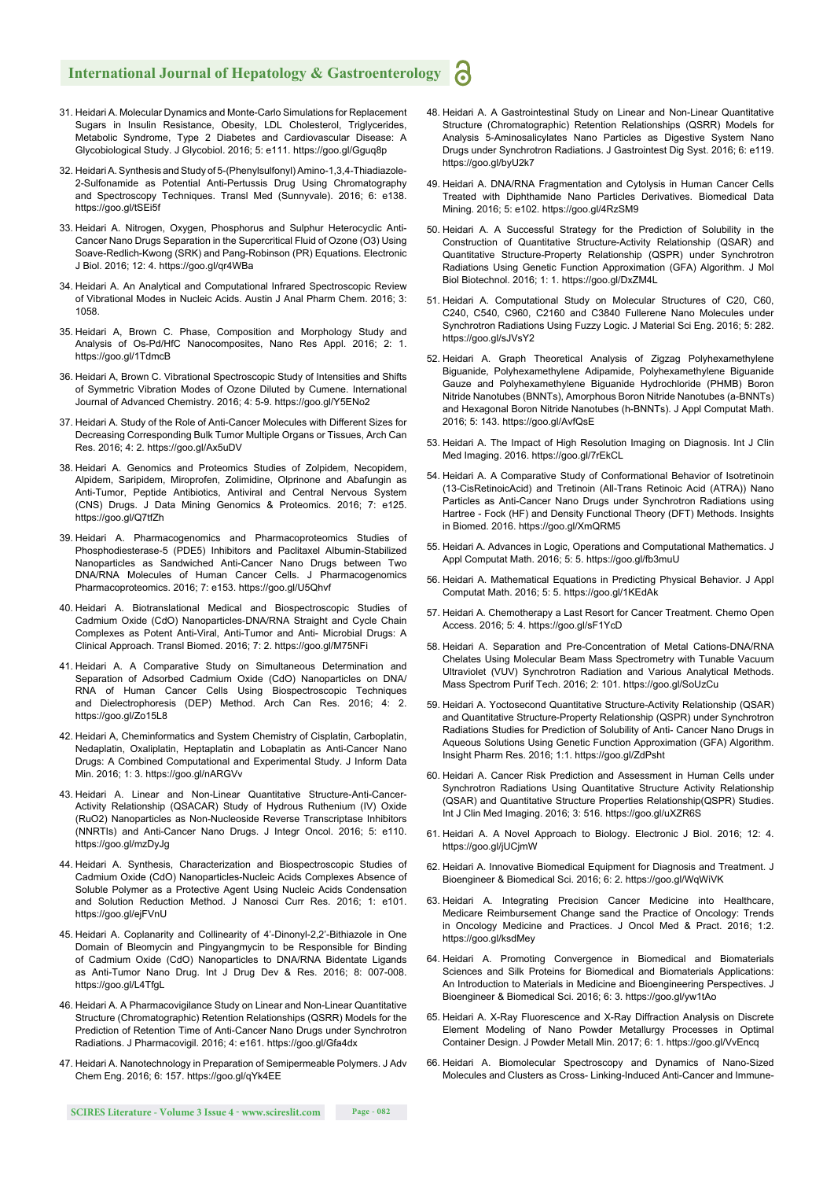31. Heidari A. Molecular Dynamics and Monte-Carlo Simulations for Replacement Sugars in Insulin Resistance, Obesity, LDL Cholesterol, Triglycerides, Metabolic Syndrome, Type 2 Diabetes and Cardiovascular Disease: A Glycobiological Study. J Glycobiol. 2016; 5: e111. https://goo.gl/Gguq8p

32. Heidari A. Synthesis and Study of 5-(Phenylsulfonyl) Amino-1,3,4-Thiadiazole-2-Sulfonamide as Potential Anti-Pertussis Drug Using Chromatography and Spectroscopy Techniques. Transl Med (Sunnyvale). 2016; 6: e138. https://goo.gl/tSEi5f

33. Heidari A. Nitrogen, Oxygen, Phosphorus and Sulphur Heterocyclic Anti-Cancer Nano Drugs Separation in the Supercritical Fluid of Ozone (O3) Using Soave-Redlich-Kwong (SRK) and Pang-Robinson (PR) Equations. Electronic J Biol. 2016; 12: 4. https://goo.gl/qr4WBa

34. Heidari A. An Analytical and Computational Infrared Spectroscopic Review of Vibrational Modes in Nucleic Acids. Austin J Anal Pharm Chem. 2016; 3: 1058.

35. Heidari A, Brown C. Phase, Composition and Morphology Study and Analysis of Os-Pd/HfC Nanocomposites, Nano Res Appl. 2016; 2: 1. https://goo.gl/1TdmcB

36. Heidari A, Brown C. Vibrational Spectroscopic Study of Intensities and Shifts of Symmetric Vibration Modes of Ozone Diluted by Cumene. International Journal of Advanced Chemistry. 2016; 4: 5-9. https://goo.gl/Y5ENo2

37. Heidari A. Study of the Role of Anti-Cancer Molecules with Different Sizes for Decreasing Corresponding Bulk Tumor Multiple Organs or Tissues, Arch Can Res. 2016; 4: 2. https://goo.gl/Ax5uDV

38. Heidari A. Genomics and Proteomics Studies of Zolpidem, Necopidem, Alpidem, Saripidem, Miroprofen, Zolimidine, Olprinone and Abafungin as Anti-Tumor, Peptide Antibiotics, Antiviral and Central Nervous System (CNS) Drugs. J Data Mining Genomics & Proteomics. 2016; 7: e125. https://goo.gl/Q7tfZh

39. Heidari A. Pharmacogenomics and Pharmacoproteomics Studies of Phosphodiesterase-5 (PDE5) Inhibitors and Paclitaxel Albumin-Stabilized Nanoparticles as Sandwiched Anti-Cancer Nano Drugs between Two DNA/RNA Molecules of Human Cancer Cells. J Pharmacogenomics Pharmacoproteomics. 2016; 7: e153. https://goo.gl/U5Qhvf

40. Heidari A. Biotranslational Medical and Biospectroscopic Studies of Cadmium Oxide (CdO) Nanoparticles-DNA/RNA Straight and Cycle Chain Complexes as Potent Anti-Viral, Anti-Tumor and Anti- Microbial Drugs: A Clinical Approach. Transl Biomed. 2016; 7: 2. https://goo.gl/M75NFi

41. Heidari A. A Comparative Study on Simultaneous Determination and Separation of Adsorbed Cadmium Oxide (CdO) Nanoparticles on DNA/RNA of Human Cancer Cells Using Biospectroscopic Techniques and Dielectrophoresis (DEP) Method. Arch Can Res. 2016; 4: 2. https://goo.gl/Zo15L8

42. Heidari A, Cheminformatics and System Chemistry of Cisplatin, Carboplatin, Nedaplatin, Oxaliplatin, Heptaplatin and Lobaplatin as Anti-Cancer Nano Drugs: A Combined Computational and Experimental Study. J Inform Data Min. 2016; 1: 3. https://goo.gl/nARGVv

43. Heidari A. Linear and Non-Linear Quantitative Structure-Anti-Cancer-Activity Relationship (QSACAR) Study of Hydrous Ruthenium (IV) Oxide (RuO2) Nanoparticles as Non-Nucleoside Reverse Transcriptase Inhibitors (NNRTIs) and Anti-Cancer Nano Drugs. J Integr Oncol. 2016; 5: e110. https://goo.gl/mzDyJg

44. Heidari A. Synthesis, Characterization and Biospectroscopic Studies of Cadmium Oxide (CdO) Nanoparticles-Nucleic Acids Complexes Absence of Soluble Polymer as a Protective Agent Using Nucleic Acids Condensation and Solution Reduction Method. J Nanosci Curr Res. 2016; 1: e101. https://goo.gl/ejFVnU

45. Heidari A. Coplanarity and Collinearity of 4'-Dinonyl-2,2'-Bithiazole in One Domain of Bleomycin and Pingyangmycin to be Responsible for Binding of Cadmium Oxide (CdO) Nanoparticles to DNA/RNA Bidentate Ligands as Anti-Tumor Nano Drug. Int J Drug Dev & Res. 2016; 8: 007-008. https://goo.gl/L4TfgL

46. Heidari A. A Pharmacovigilance Study on Linear and Non-Linear Quantitative Structure (Chromatographic) Retention Relationships (QSRR) Models for the Prediction of Retention Time of Anti-Cancer Nano Drugs under Synchrotron Radiations. J Pharmacovigil. 2016; 4: e161. https://goo.gl/Gfa4dx

47. Heidari A. Nanotechnology in Preparation of Semipermeable Polymers. J Adv Chem Eng. 2016; 6: 157. https://goo.gl/qYk4EE

48. Heidari A. A Gastrointestinal Study on Linear and Non-Linear Quantitative Structure (Chromatographic) Retention Relationships (QSRR) Models for Analysis 5-Aminosalicylates Nano Particles as Digestive System Nano Drugs under Synchrotron Radiations. J Gastrointest Dig Syst. 2016; 6: e119. https://goo.gl/byU2k7

49. Heidari A. DNA/RNA Fragmentation and Cytolysis in Human Cancer Cells Treated with Diphthamide Nano Particles Derivatives. Biomedical Data Mining. 2016; 5: e102. https://goo.gl/4RzSM9

50. Heidari A. A Successful Strategy for the Prediction of Solubility in the Construction of Quantitative Structure-Activity Relationship (QSAR) and Quantitative Structure-Property Relationship (QSPR) under Synchrotron Radiations Using Genetic Function Approximation (GFA) Algorithm. J Mol Biol Biotechnol. 2016; 1: 1. https://goo.gl/DxZM4L

51. Heidari A. Computational Study on Molecular Structures of C20, C60, C240, C540, C960, C2160 and C3840 Fullerene Nano Molecules under Synchrotron Radiations Using Fuzzy Logic. J Material Sci Eng. 2016; 5: 282. https://goo.gl/sJVsY2

52. Heidari A. Graph Theoretical Analysis of Zigzag Polyhexamethylene Biguanide, Polyhexamethylene Adipamide, Polyhexamethylene Biguanide Gauze and Polyhexamethylene Biguanide Hydrochloride (PHMB) Boron Nitride Nanotubes (BNNTs), Amorphous Boron Nitride Nanotubes (a-BNNTs) and Hexagonal Boron Nitride Nanotubes (h-BNNTs). J Appl Computat Math. 2016; 5: 143. https://goo.gl/AvfQsE

53. Heidari A. The Impact of High Resolution Imaging on Diagnosis. Int J Clin Med Imaging. 2016. https://goo.gl/7rEkCL

54. Heidari A. A Comparative Study of Conformational Behavior of Isotretinoin (13-CisRetinoicAcid) and Tretinoin (All-Trans Retinoic Acid (ATRA)) Nano Particles as Anti-Cancer Nano Drugs under Synchrotron Radiations using Hartree - Fock (HF) and Density Functional Theory (DFT) Methods. Insights in Biomed. 2016. https://goo.gl/XmQRM5

55. Heidari A. Advances in Logic, Operations and Computational Mathematics. J Appl Computat Math. 2016; 5: 5. https://goo.gl/fb3muU

56. Heidari A. Mathematical Equations in Predicting Physical Behavior. J Appl Computat Math. 2016; 5: 5. https://goo.gl/1KEdAk

57. Heidari A. Chemotherapy a Last Resort for Cancer Treatment. Chemo Open Access. 2016; 5: 4. https://goo.gl/sF1YcD

58. Heidari A. Separation and Pre-Concentration of Metal Cations-DNA/RNA Chelates Using Molecular Beam Mass Spectrometry with Tunable Vacuum Ultraviolet (VUV) Synchrotron Radiation and Various Analytical Methods. Mass Spectrom Purif Tech. 2016; 2: 101. https://goo.gl/SoUzCu

59. Heidari A. Yoctosecond Quantitative Structure-Activity Relationship (QSAR) and Quantitative Structure-Property Relationship (QSPR) under Synchrotron Radiations Studies for Prediction of Solubility of Anti- Cancer Nano Drugs in Aqueous Solutions Using Genetic Function Approximation (GFA) Algorithm. Insight Pharm Res. 2016; 1:1. https://goo.gl/ZdPsht

60. Heidari A. Cancer Risk Prediction and Assessment in Human Cells under Synchrotron Radiations Using Quantitative Structure Activity Relationship (QSAR) and Quantitative Structure Properties Relationship(QSPR) Studies. Int J Clin Med Imaging. 2016; 3: 516. https://goo.gl/uXZR6S

61. Heidari A. A Novel Approach to Biology. Electronic J Biol. 2016; 12: 4. https://goo.gl/jUCjmW

62. Heidari A. Innovative Biomedical Equipment for Diagnosis and Treatment. J Bioengineer & Biomedical Sci. 2016; 6: 2. https://goo.gl/WqWiVK

63. Heidari A. Integrating Precision Cancer Medicine into Healthcare, Medicare Reimbursement Change sand the Practice of Oncology: Trends in Oncology Medicine and Practices. J Oncol Med & Pract. 2016; 1:2. https://goo.gl/ksdMey

64. Heidari A. Promoting Convergence in Biomedical and Biomaterials Sciences and Silk Proteins for Biomedical and Biomaterials Applications: An Introduction to Materials in Medicine and Bioengineering Perspectives. J Bioengineer & Biomedical Sci. 2016; 6: 3. https://goo.gl/yw1tAo

65. Heidari A. X-Ray Fluorescence and X-Ray Diffraction Analysis on Discrete Element Modeling of Nano Powder Metallurgy Processes in Optimal Container Design. J Powder Metall Min. 2017; 6: 1. https://goo.gl/VvEncq

66. Heidari A. Biomolecular Spectroscopy and Dynamics of Nano-Sized Molecules and Clusters as Cross- Linking-Induced Anti-Cancer and Immune-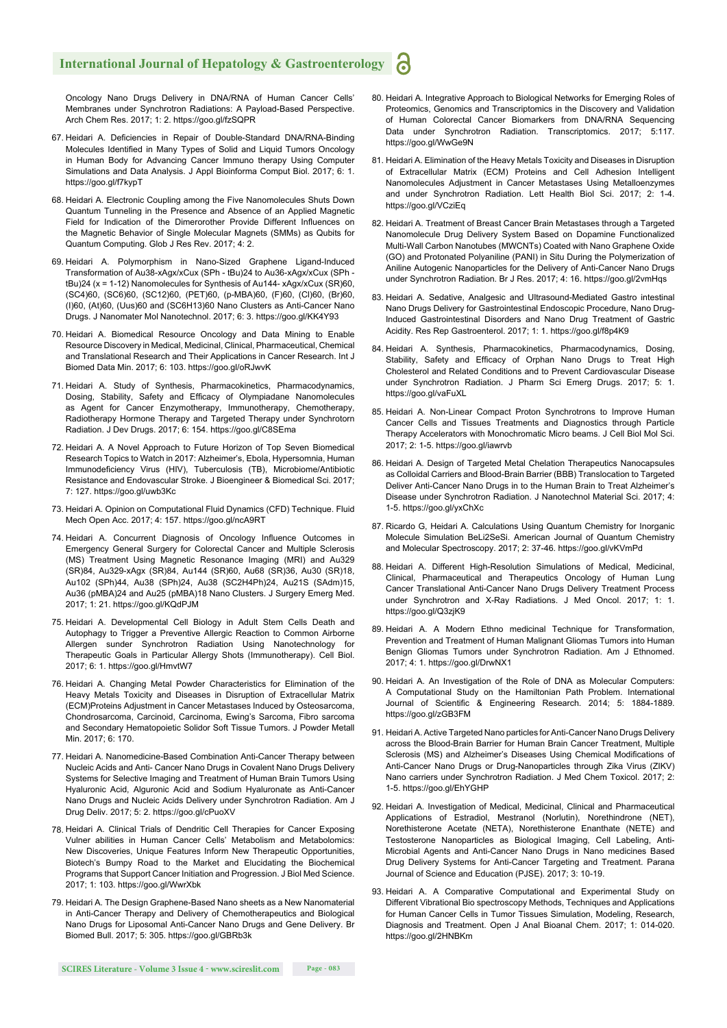Oncology Nano Drugs Delivery in DNA/RNA of Human Cancer Cells' Membranes under Synchrotron Radiations: A Payload-Based Perspective. Arch Chem Res. 2017; 1: 2. https://goo.gl/fzSQPR

67. Heidari A. Deficiencies in Repair of Double-Standard DNA/RNA-Binding Molecules Identified in Many Types of Solid and Liquid Tumors Oncology in Human Body for Advancing Cancer Immuno therapy Using Computer Simulations and Data Analysis. J Appl Bioinforma Comput Biol. 2017; 6: 1. https://goo.gl/f7kypT

68. Heidari A. Electronic Coupling among the Five Nanomolecules Shuts Down Quantum Tunneling in the Presence and Absence of an Applied Magnetic Field for Indication of the Dimerorother Provide Different Influences on the Magnetic Behavior of Single Molecular Magnets (SMMs) as Qubits for Quantum Computing. Glob J Res Rev. 2017; 4: 2.

69. Heidari A. Polymorphism in Nano-Sized Graphene Ligand-Induced Transformation of Au38-xAgx/xCux (SPh - tBu)24 to Au36-xAgx/xCux (SPh - tBu)24 (x = 1-12) Nanomolecules for Synthesis of Au144- xAgx/xCux (SR)60, (SC4)60, (SC6)60, (SC12)60, (PET)60, (p-MBA)60, (F)60, (Cl)60, (Br)60, (I)60, (At)60, (Uus)60 and (SC6H13)60 Nano Clusters as Anti-Cancer Nano Drugs. J Nanomater Mol Nanotechnol. 2017; 6: 3. https://goo.gl/KK4Y93

70. Heidari A. Biomedical Resource Oncology and Data Mining to Enable Resource Discovery in Medical, Medicinal, Clinical, Pharmaceutical, Chemical and Translational Research and Their Applications in Cancer Research. Int J Biomed Data Min. 2017; 6: 103. https://goo.gl/oRJwvK

71. Heidari A. Study of Synthesis, Pharmacokinetics, Pharmacodynamics, Dosing, Stability, Safety and Efficacy of Olympiadane Nanomolecules as Agent for Cancer Enzymotherapy, Immunotherapy, Chemotherapy, Radiotherapy Hormone Therapy and Targeted Therapy under Synchrotorn Radiation. J Dev Drugs. 2017; 6: 154. https://goo.gl/C8SEma

72. Heidari A. A Novel Approach to Future Horizon of Top Seven Biomedical Research Topics to Watch in 2017: Alzheimer's, Ebola, Hypersomnia, Human Immunodeficiency Virus (HIV), Tuberculosis (TB), Microbiome/Antibiotic Resistance and Endovascular Stroke. J Bioengineer & Biomedical Sci. 2017; 7: 127. https://goo.gl/uwb3Kc

73. Heidari A. Opinion on Computational Fluid Dynamics (CFD) Technique. Fluid Mech Open Acc. 2017; 4: 157. https://goo.gl/ncA9RT

74. Heidari A. Concurrent Diagnosis of Oncology Influence Outcomes in Emergency General Surgery for Colorectal Cancer and Multiple Sclerosis (MS) Treatment Using Magnetic Resonance Imaging (MRI) and Au329 (SR)84, Au329-xAgx (SR)84, Au144 (SR)60, Au68 (SR)36, Au30 (SR)18, Au102 (SPh)44, Au38 (SPh)24, Au38 (SC2H4Ph)24, Au21S (SAdm)15, Au36 (pMBA)24 and Au25 (pMBA)18 Nano Clusters. J Surgery Emerg Med. 2017; 1: 21. https://goo.gl/KQdPJM

75. Heidari A. Developmental Cell Biology in Adult Stem Cells Death and Autophagy to Trigger a Preventive Allergic Reaction to Common Airborne Allergen sunder Synchrotron Radiation Using Nanotechnology for Therapeutic Goals in Particular Allergy Shots (Immunotherapy). Cell Biol. 2017; 6: 1. https://goo.gl/HmvtW7

76. Heidari A. Changing Metal Powder Characteristics for Elimination of the Heavy Metals Toxicity and Diseases in Disruption of Extracellular Matrix (ECM)Proteins Adjustment in Cancer Metastases Induced by Osteosarcoma, Chondrosarcoma, Carcinoid, Carcinoma, Ewing's Sarcoma, Fibro sarcoma and Secondary Hematopoietic Solidor Soft Tissue Tumors. J Powder Metall Min. 2017; 6: 170.

77. Heidari A. Nanomedicine-Based Combination Anti-Cancer Therapy between Nucleic Acids and Anti- Cancer Nano Drugs in Covalent Nano Drugs Delivery Systems for Selective Imaging and Treatment of Human Brain Tumors Using Hyaluronic Acid, Alguronic Acid and Sodium Hyaluronate as Anti-Cancer Nano Drugs and Nucleic Acids Delivery under Synchrotron Radiation. Am J Drug Deliv. 2017; 5: 2. https://goo.gl/cPuoXV

78. Heidari A. Clinical Trials of Dendritic Cell Therapies for Cancer Exposing Vulner abilities in Human Cancer Cells' Metabolism and Metabolomics: New Discoveries, Unique Features Inform New Therapeutic Opportunities, Biotech's Bumpy Road to the Market and Elucidating the Biochemical Programs that Support Cancer Initiation and Progression. J Biol Med Science. 2017; 1: 103. https://goo.gl/WwrXbk

79. Heidari A. The Design Graphene-Based Nano sheets as a New Nanomaterial in Anti-Cancer Therapy and Delivery of Chemotherapeutics and Biological Nano Drugs for Liposomal Anti-Cancer Nano Drugs and Gene Delivery. Br Biomed Bull. 2017; 5: 305. https://goo.gl/GBRb3k

80. Heidari A. Integrative Approach to Biological Networks for Emerging Roles of Proteomics, Genomics and Transcriptomics in the Discovery and Validation of Human Colorectal Cancer Biomarkers from DNA/RNA Sequencing Data under Synchrotron Radiation. Transcriptomics. 2017; 5:117. https://goo.gl/WwGe9N

81. Heidari A. Elimination of the Heavy Metals Toxicity and Diseases in Disruption of Extracellular Matrix (ECM) Proteins and Cell Adhesion Intelligent Nanomolecules Adjustment in Cancer Metastases Using Metalloenzymes and under Synchrotron Radiation. Lett Health Biol Sci. 2017; 2: 1-4. https://goo.gl/VCziEq

82. Heidari A. Treatment of Breast Cancer Brain Metastases through a Targeted Nanomolecule Drug Delivery System Based on Dopamine Functionalized Multi-Wall Carbon Nanotubes (MWCNTs) Coated with Nano Graphene Oxide (GO) and Protonated Polyaniline (PANI) in Situ During the Polymerization of Aniline Autogenic Nanoparticles for the Delivery of Anti-Cancer Nano Drugs under Synchrotron Radiation. Br J Res. 2017; 4: 16. https://goo.gl/2vmHqs

83. Heidari A. Sedative, Analgesic and Ultrasound-Mediated Gastro intestinal Nano Drugs Delivery for Gastrointestinal Endoscopic Procedure, Nano Drug-Induced Gastrointestinal Disorders and Nano Drug Treatment of Gastric Acidity. Res Rep Gastroenterol. 2017; 1: 1. https://goo.gl/f8p4K9

84. Heidari A. Synthesis, Pharmacokinetics, Pharmacodynamics, Dosing, Stability, Safety and Efficacy of Orphan Nano Drugs to Treat High Cholesterol and Related Conditions and to Prevent Cardiovascular Disease under Synchrotron Radiation. J Pharm Sci Emerg Drugs. 2017; 5: 1. https://goo.gl/vaFuXL

85. Heidari A. Non-Linear Compact Proton Synchrotrons to Improve Human Cancer Cells and Tissues Treatments and Diagnostics through Particle Therapy Accelerators with Monochromatic Micro beams. J Cell Biol Mol Sci. 2017; 2: 1-5. https://goo.gl/iawrvb

86. Heidari A. Design of Targeted Metal Chelation Therapeutics Nanocapsules as Colloidal Carriers and Blood-Brain Barrier (BBB) Translocation to Targeted Deliver Anti-Cancer Nano Drugs in to the Human Brain to Treat Alzheimer's Disease under Synchrotron Radiation. J Nanotechnol Material Sci. 2017; 4: 1-5. https://goo.gl/yxChXc

87. Ricardo G, Heidari A. Calculations Using Quantum Chemistry for Inorganic Molecule Simulation BeLi2SeSi. American Journal of Quantum Chemistry and Molecular Spectroscopy. 2017; 2: 37-46. https://goo.gl/vKVmPd

88. Heidari A. Different High-Resolution Simulations of Medical, Medicinal, Clinical, Pharmaceutical and Therapeutics Oncology of Human Lung Cancer Translational Anti-Cancer Nano Drugs Delivery Treatment Process under Synchrotron and X-Ray Radiations. J Med Oncol. 2017; 1: 1. https://goo.gl/Q3zjK9

89. Heidari A. A Modern Ethno medicinal Technique for Transformation, Prevention and Treatment of Human Malignant Gliomas Tumors into Human Benign Gliomas Tumors under Synchrotron Radiation. Am J Ethnomed. 2017; 4: 1. https://goo.gl/DrwNX1

90. Heidari A. An Investigation of the Role of DNA as Molecular Computers: A Computational Study on the Hamiltonian Path Problem. International Journal of Scientific & Engineering Research. 2014; 5: 1884-1889. https://goo.gl/zGB3FM

91. Heidari A. Active Targeted Nano particles for Anti-Cancer Nano Drugs Delivery across the Blood-Brain Barrier for Human Brain Cancer Treatment, Multiple Sclerosis (MS) and Alzheimer's Diseases Using Chemical Modifications of Anti-Cancer Nano Drugs or Drug-Nanoparticles through Zika Virus (ZIKV) Nano carriers under Synchrotron Radiation. J Med Chem Toxicol. 2017; 2: 1-5. https://goo.gl/EhYGHP

92. Heidari A. Investigation of Medical, Medicinal, Clinical and Pharmaceutical Applications of Estradiol, Mestranol (Norlutin), Norethindrone (NET), Norethisterone Acetate (NETA), Norethisterone Enanthate (NETE) and Testosterone Nanoparticles as Biological Imaging, Cell Labeling, Anti-Microbial Agents and Anti-Cancer Nano Drugs in Nano medicines Based Drug Delivery Systems for Anti-Cancer Targeting and Treatment. Parana Journal of Science and Education (PJSE). 2017; 3: 10-19.

93. Heidari A. A Comparative Computational and Experimental Study on Different Vibrational Bio spectroscopy Methods, Techniques and Applications for Human Cancer Cells in Tumor Tissues Simulation, Modeling, Research, Diagnosis and Treatment. Open J Anal Bioanal Chem. 2017; 1: 014-020. https://goo.gl/2HNBKm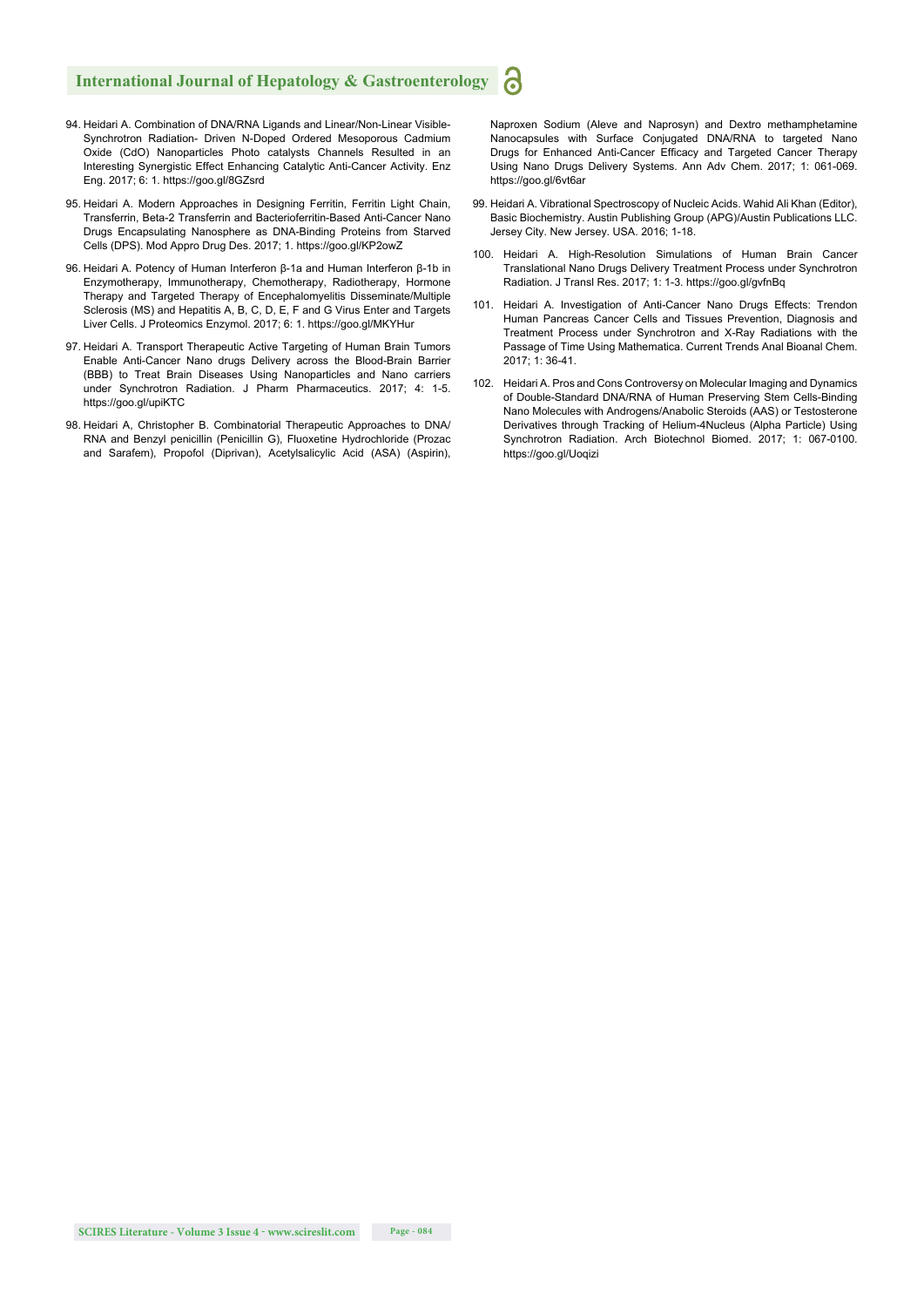94. Heidari A. Combination of DNA/RNA Ligands and Linear/Non-Linear Visible-Synchrotron Radiation- Driven N-Doped Ordered Mesoporous Cadmium Oxide (CdO) Nanoparticles Photo catalysts Channels Resulted in an Interesting Synergistic Effect Enhancing Catalytic Anti-Cancer Activity. Enz Eng. 2017; 6: 1. https://goo.gl/8GZsrd

95. Heidari A. Modern Approaches in Designing Ferritin, Ferritin Light Chain, Transferrin, Beta-2 Transferrin and Bacterioferritin-Based Anti-Cancer Nano Drugs Encapsulating Nanosphere as DNA-Binding Proteins from Starved Cells (DPS). Mod Appro Drug Des. 2017; 1. https://goo.gl/KP2owZ

96. Heidari A. Potency of Human Interferon β-1a and Human Interferon β-1b in Enzymotherapy, Immunotherapy, Chemotherapy, Radiotherapy, Hormone Therapy and Targeted Therapy of Encephalomyelitis Disseminate/Multiple Sclerosis (MS) and Hepatitis A, B, C, D, E, F and G Virus Enter and Targets Liver Cells. J Proteomics Enzymol. 2017; 6: 1. https://goo.gl/MKYHur

97. Heidari A. Transport Therapeutic Active Targeting of Human Brain Tumors Enable Anti-Cancer Nano drugs Delivery across the Blood-Brain Barrier (BBB) to Treat Brain Diseases Using Nanoparticles and Nano carriers under Synchrotron Radiation. J Pharm Pharmaceutics. 2017; 4: 1-5. https://goo.gl/upiKTC

98. Heidari A, Christopher B. Combinatorial Therapeutic Approaches to DNA/RNA and Benzyl penicillin (Penicillin G), Fluoxetine Hydrochloride (Prozac and Sarafem), Propofol (Diprivan), Acetylsalicylic Acid (ASA) (Aspirin), Naproxen Sodium (Aleve and Naprosyn) and Dextro methamphetamine Nanocapsules with Surface Conjugated DNA/RNA to targeted Nano Drugs for Enhanced Anti-Cancer Efficacy and Targeted Cancer Therapy Using Nano Drugs Delivery Systems. Ann Adv Chem. 2017; 1: 061-069. https://goo.gl/6vt6ar

99. Heidari A. Vibrational Spectroscopy of Nucleic Acids. Wahid Ali Khan (Editor), Basic Biochemistry. Austin Publishing Group (APG)/Austin Publications LLC. Jersey City. New Jersey. USA. 2016; 1-18.

100. Heidari A. High-Resolution Simulations of Human Brain Cancer Translational Nano Drugs Delivery Treatment Process under Synchrotron Radiation. J Transl Res. 2017; 1: 1-3. https://goo.gl/gvfnBq

101. Heidari A. Investigation of Anti-Cancer Nano Drugs Effects: Trendon Human Pancreas Cancer Cells and Tissues Prevention, Diagnosis and Treatment Process under Synchrotron and X-Ray Radiations with the Passage of Time Using Mathematica. Current Trends Anal Bioanal Chem. 2017; 1: 36-41.

102. Heidari A. Pros and Cons Controversy on Molecular Imaging and Dynamics of Double-Standard DNA/RNA of Human Preserving Stem Cells-Binding Nano Molecules with Androgens/Anabolic Steroids (AAS) or Testosterone Derivatives through Tracking of Helium-4Nucleus (Alpha Particle) Using Synchrotron Radiation. Arch Biotechnol Biomed. 2017; 1: 067-0100. https://goo.gl/Uoqizi